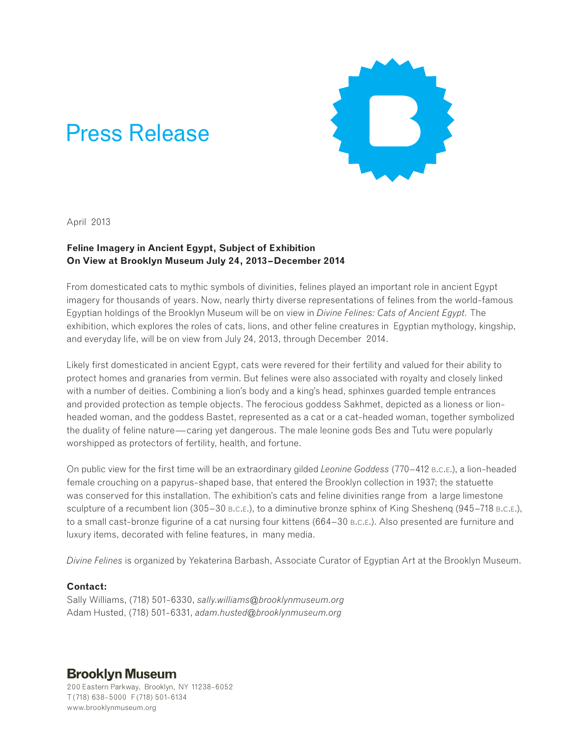# Press Release

April 2013

**Feline Imagery in Ancient Egypt, Subject of Exhibition**
**On View at Brooklyn Museum July 24, 2013–December 2014**

From domesticated cats to mythic symbols of divinities, felines played an important role in ancient Egypt imagery for thousands of years. Now, nearly thirty diverse representations of felines from the world-famous Egyptian holdings of the Brooklyn Museum will be on view in *Divine Felines: Cats of Ancient Egypt.* The exhibition, which explores the roles of cats, lions, and other feline creatures in Egyptian mythology, kingship, and everyday life, will be on view from July 24, 2013, through December 2014.

Likely first domesticated in ancient Egypt, cats were revered for their fertility and valued for their ability to protect homes and granaries from vermin. But felines were also associated with royalty and closely linked with a number of deities. Combining a lion's body and a king's head, sphinxes guarded temple entrances and provided protection as temple objects. The ferocious goddess Sakhmet, depicted as a lioness or lion-headed woman, and the goddess Bastet, represented as a cat or a cat-headed woman, together symbolized the duality of feline nature—caring yet dangerous. The male leonine gods Bes and Tutu were popularly worshipped as protectors of fertility, health, and fortune.

On public view for the first time will be an extraordinary gilded *Leonine Goddess* (770–412 B.C.E.), a lion-headed female crouching on a papyrus-shaped base, that entered the Brooklyn collection in 1937; the statuette was conserved for this installation. The exhibition's cats and feline divinities range from a large limestone sculpture of a recumbent lion (305–30 B.C.E.), to a diminutive bronze sphinx of King Sheshenq (945–718 B.C.E.), to a small cast-bronze figurine of a cat nursing four kittens (664–30 B.C.E.). Also presented are furniture and luxury items, decorated with feline features, in many media.

*Divine Felines* is organized by Yekaterina Barbash, Associate Curator of Egyptian Art at the Brooklyn Museum.

**Contact:**
Sally Williams, (718) 501-6330, *sally.williams@brooklynmuseum.org*
Adam Husted, (718) 501-6331, *adam.husted@brooklynmuseum.org*

**Brooklyn Museum**
200 Eastern Parkway, Brooklyn, NY 11238-6052
T (718) 638-5000 F (718) 501-6134
www.brooklynmuseum.org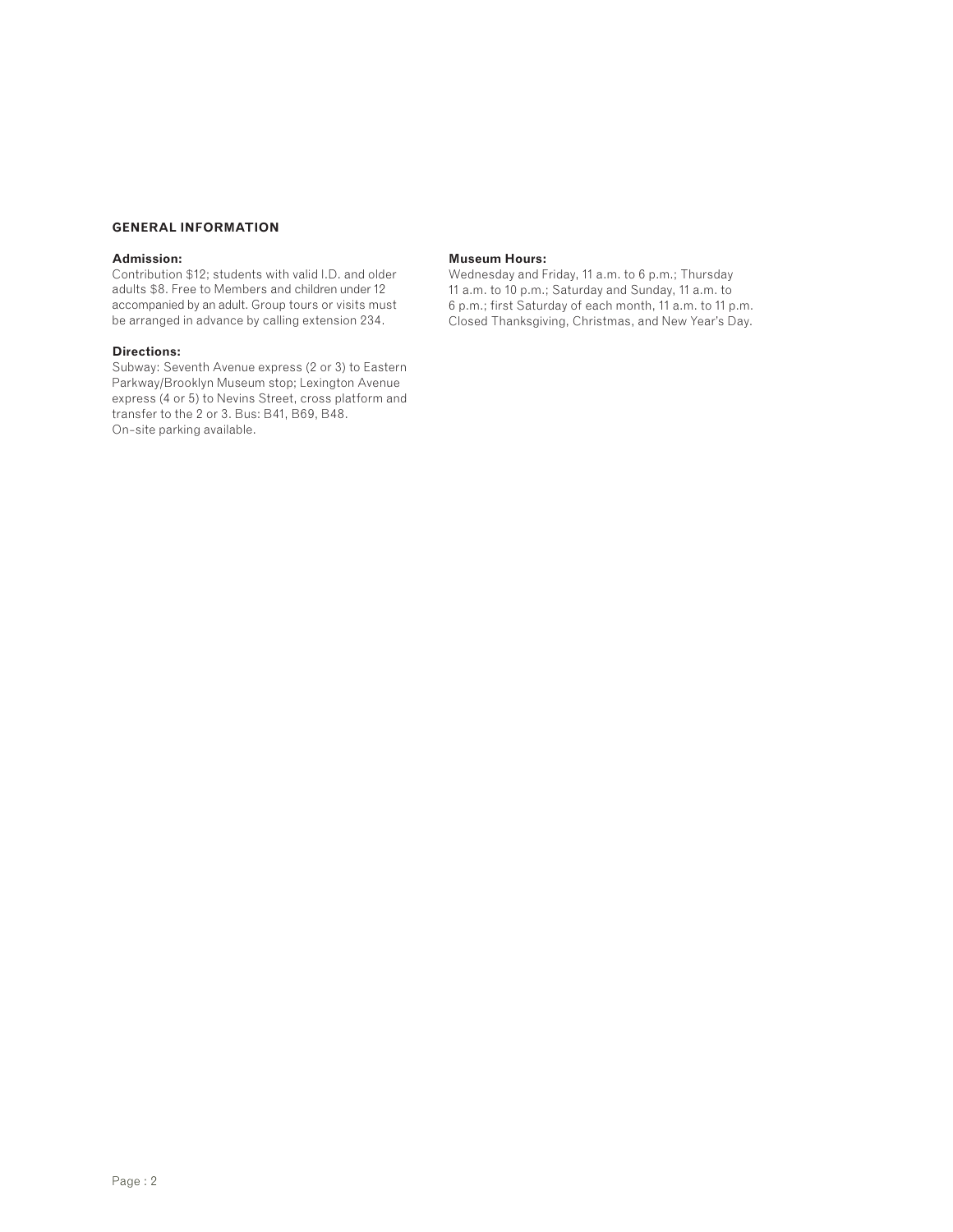## GENERAL INFORMATION

**Admission:**
Contribution $12; students with valid I.D. and older adults $8. Free to Members and children under 12 accompanied by an adult. Group tours or visits must be arranged in advance by calling extension 234.

**Directions:**
Subway: Seventh Avenue express (2 or 3) to Eastern Parkway/Brooklyn Museum stop; Lexington Avenue express (4 or 5) to Nevins Street, cross platform and transfer to the 2 or 3. Bus: B41, B69, B48.
On-site parking available.

**Museum Hours:**
Wednesday and Friday, 11 a.m. to 6 p.m.; Thursday 11 a.m. to 10 p.m.; Saturday and Sunday, 11 a.m. to 6 p.m.; first Saturday of each month, 11 a.m. to 11 p.m. Closed Thanksgiving, Christmas, and New Year's Day.